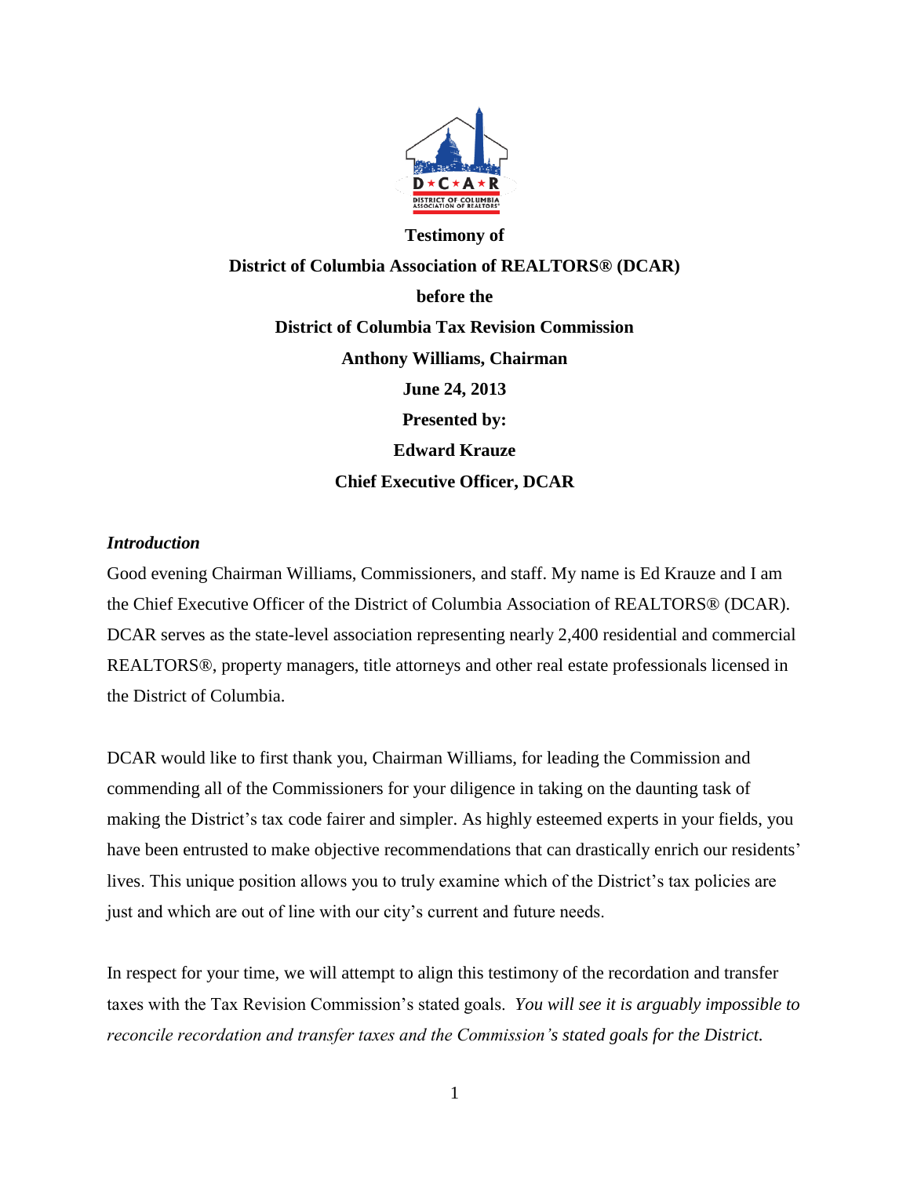**Testimony of**

**District of Columbia Association of REALTORS® (DCAR)**

**before the**

**District of Columbia Tax Revision Commission**

**Anthony Williams, Chairman**

**June 24, 2013**

**Presented by:**

**Edward Krauze**

**Chief Executive Officer, DCAR**

***Introduction***

Good evening Chairman Williams, Commissioners, and staff. My name is Ed Krauze and I am the Chief Executive Officer of the District of Columbia Association of REALTORS® (DCAR). DCAR serves as the state-level association representing nearly 2,400 residential and commercial REALTORS®, property managers, title attorneys and other real estate professionals licensed in the District of Columbia.

DCAR would like to first thank you, Chairman Williams, for leading the Commission and commending all of the Commissioners for your diligence in taking on the daunting task of making the District's tax code fairer and simpler. As highly esteemed experts in your fields, you have been entrusted to make objective recommendations that can drastically enrich our residents' lives. This unique position allows you to truly examine which of the District's tax policies are just and which are out of line with our city's current and future needs.

In respect for your time, we will attempt to align this testimony of the recordation and transfer taxes with the Tax Revision Commission's stated goals. *You will see it is arguably impossible to reconcile recordation and transfer taxes and the Commission's stated goals for the District.*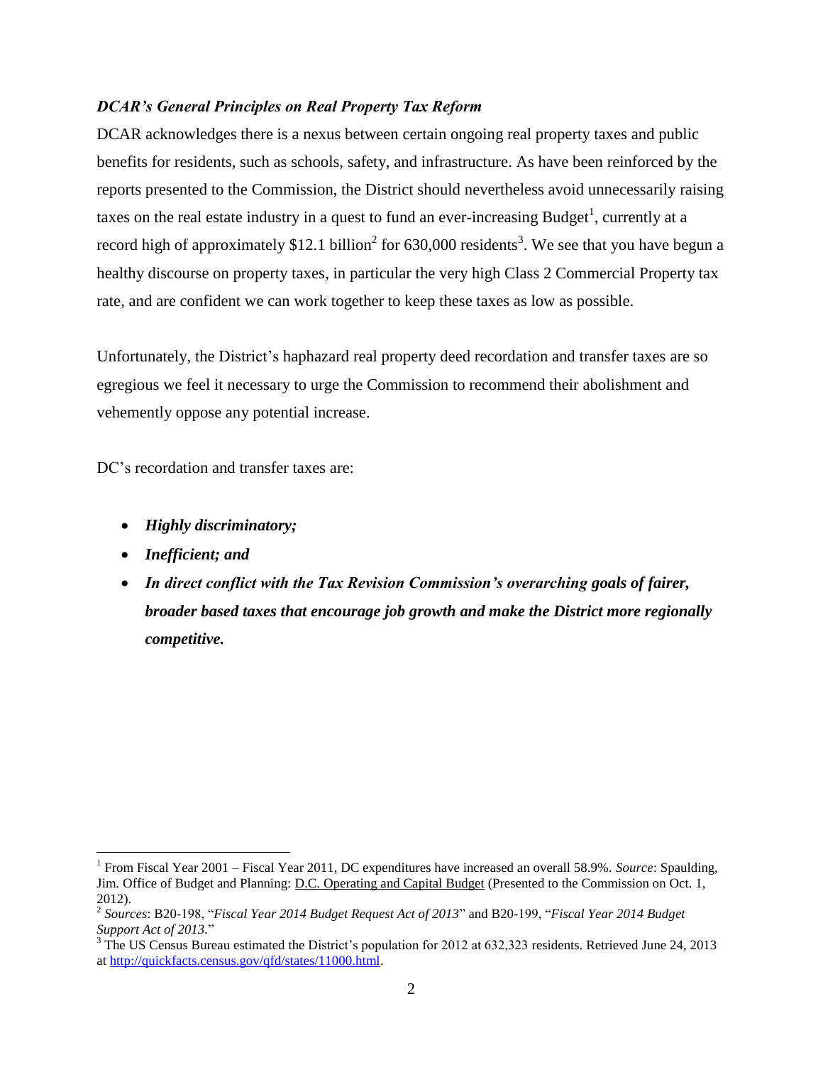### *DCAR's General Principles on Real Property Tax Reform*

DCAR acknowledges there is a nexus between certain ongoing real property taxes and public benefits for residents, such as schools, safety, and infrastructure. As have been reinforced by the reports presented to the Commission, the District should nevertheless avoid unnecessarily raising taxes on the real estate industry in a quest to fund an ever-increasing Budget[1], currently at a record high of approximately $12.1 billion[2] for 630,000 residents[3]. We see that you have begun a healthy discourse on property taxes, in particular the very high Class 2 Commercial Property tax rate, and are confident we can work together to keep these taxes as low as possible.

Unfortunately, the District's haphazard real property deed recordation and transfer taxes are so egregious we feel it necessary to urge the Commission to recommend their abolishment and vehemently oppose any potential increase.

DC's recordation and transfer taxes are:

- ***Highly discriminatory;***
- ***Inefficient; and***
- ***In direct conflict with the Tax Revision Commission's overarching goals of fairer, broader based taxes that encourage job growth and make the District more regionally competitive.***

---

[1] From Fiscal Year 2001 – Fiscal Year 2011, DC expenditures have increased an overall 58.9%. *Source*: Spaulding, Jim. Office of Budget and Planning: D.C. Operating and Capital Budget (Presented to the Commission on Oct. 1, 2012).

[2] *Sources*: B20-198, "*Fiscal Year 2014 Budget Request Act of 2013*" and B20-199, "*Fiscal Year 2014 Budget Support Act of 2013*."

[3] The US Census Bureau estimated the District's population for 2012 at 632,323 residents. Retrieved June 24, 2013 at http://quickfacts.census.gov/qfd/states/11000.html.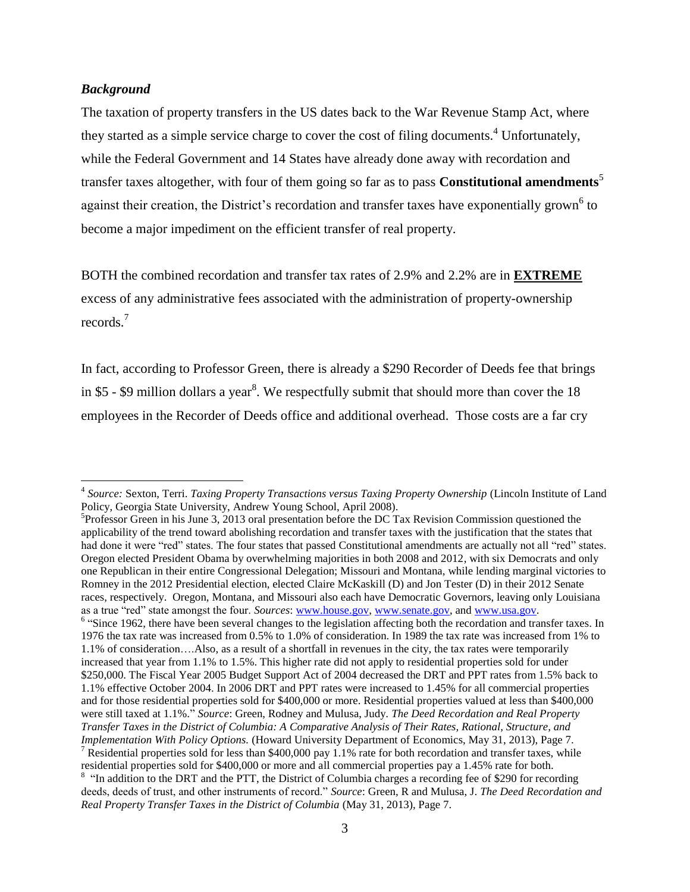### *Background*

The taxation of property transfers in the US dates back to the War Revenue Stamp Act, where they started as a simple service charge to cover the cost of filing documents.[4] Unfortunately, while the Federal Government and 14 States have already done away with recordation and transfer taxes altogether, with four of them going so far as to pass **Constitutional amendments**[5] against their creation, the District's recordation and transfer taxes have exponentially grown[6] to become a major impediment on the efficient transfer of real property.

BOTH the combined recordation and transfer tax rates of 2.9% and 2.2% are in **EXTREME** excess of any administrative fees associated with the administration of property-ownership records.[7]

In fact, according to Professor Green, there is already a $290 Recorder of Deeds fee that brings in $5 - $9 million dollars a year[8]. We respectfully submit that should more than cover the 18 employees in the Recorder of Deeds office and additional overhead. Those costs are a far cry

---

[4] *Source:* Sexton, Terri. *Taxing Property Transactions versus Taxing Property Ownership* (Lincoln Institute of Land Policy, Georgia State University, Andrew Young School, April 2008).

[5] Professor Green in his June 3, 2013 oral presentation before the DC Tax Revision Commission questioned the applicability of the trend toward abolishing recordation and transfer taxes with the justification that the states that had done it were "red" states. The four states that passed Constitutional amendments are actually not all "red" states. Oregon elected President Obama by overwhelming majorities in both 2008 and 2012, with six Democrats and only one Republican in their entire Congressional Delegation; Missouri and Montana, while lending marginal victories to Romney in the 2012 Presidential election, elected Claire McKaskill (D) and Jon Tester (D) in their 2012 Senate races, respectively. Oregon, Montana, and Missouri also each have Democratic Governors, leaving only Louisiana as a true "red" state amongst the four. *Sources*: www.house.gov, www.senate.gov, and www.usa.gov.

[6] "Since 1962, there have been several changes to the legislation affecting both the recordation and transfer taxes. In 1976 the tax rate was increased from 0.5% to 1.0% of consideration. In 1989 the tax rate was increased from 1% to 1.1% of consideration….Also, as a result of a shortfall in revenues in the city, the tax rates were temporarily increased that year from 1.1% to 1.5%. This higher rate did not apply to residential properties sold for under $250,000. The Fiscal Year 2005 Budget Support Act of 2004 decreased the DRT and PPT rates from 1.5% back to 1.1% effective October 2004. In 2006 DRT and PPT rates were increased to 1.45% for all commercial properties and for those residential properties sold for $400,000 or more. Residential properties valued at less than $400,000 were still taxed at 1.1%." *Source*: Green, Rodney and Mulusa, Judy. *The Deed Recordation and Real Property Transfer Taxes in the District of Columbia: A Comparative Analysis of Their Rates, Rational, Structure, and Implementation With Policy Options.* (Howard University Department of Economics, May 31, 2013), Page 7.

[7] Residential properties sold for less than $400,000 pay 1.1% rate for both recordation and transfer taxes, while residential properties sold for $400,000 or more and all commercial properties pay a 1.45% rate for both.

[8] "In addition to the DRT and the PTT, the District of Columbia charges a recording fee of $290 for recording deeds, deeds of trust, and other instruments of record." *Source*: Green, R and Mulusa, J. *The Deed Recordation and Real Property Transfer Taxes in the District of Columbia* (May 31, 2013), Page 7.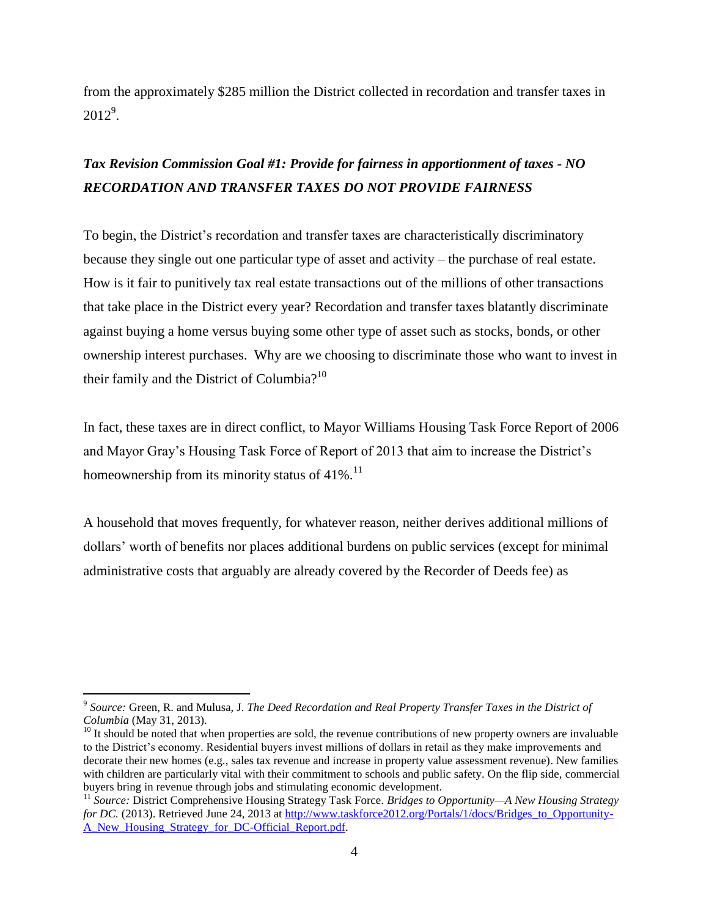from the approximately $285 million the District collected in recordation and transfer taxes in 2012[9].

### *Tax Revision Commission Goal #1: Provide for fairness in apportionment of taxes - NO RECORDATION AND TRANSFER TAXES DO NOT PROVIDE FAIRNESS*

To begin, the District's recordation and transfer taxes are characteristically discriminatory because they single out one particular type of asset and activity – the purchase of real estate. How is it fair to punitively tax real estate transactions out of the millions of other transactions that take place in the District every year? Recordation and transfer taxes blatantly discriminate against buying a home versus buying some other type of asset such as stocks, bonds, or other ownership interest purchases. Why are we choosing to discriminate those who want to invest in their family and the District of Columbia?[10]

In fact, these taxes are in direct conflict, to Mayor Williams Housing Task Force Report of 2006 and Mayor Gray's Housing Task Force of Report of 2013 that aim to increase the District's homeownership from its minority status of 41%.[11]

A household that moves frequently, for whatever reason, neither derives additional millions of dollars' worth of benefits nor places additional burdens on public services (except for minimal administrative costs that arguably are already covered by the Recorder of Deeds fee) as

---

[9] *Source:* Green, R. and Mulusa, J. *The Deed Recordation and Real Property Transfer Taxes in the District of Columbia* (May 31, 2013).

[10] It should be noted that when properties are sold, the revenue contributions of new property owners are invaluable to the District's economy. Residential buyers invest millions of dollars in retail as they make improvements and decorate their new homes (e.g., sales tax revenue and increase in property value assessment revenue). New families with children are particularly vital with their commitment to schools and public safety. On the flip side, commercial buyers bring in revenue through jobs and stimulating economic development.

[11] *Source:* District Comprehensive Housing Strategy Task Force. *Bridges to Opportunity—A New Housing Strategy for DC.* (2013). Retrieved June 24, 2013 at http://www.taskforce2012.org/Portals/1/docs/Bridges_to_Opportunity-A_New_Housing_Strategy_for_DC-Official_Report.pdf.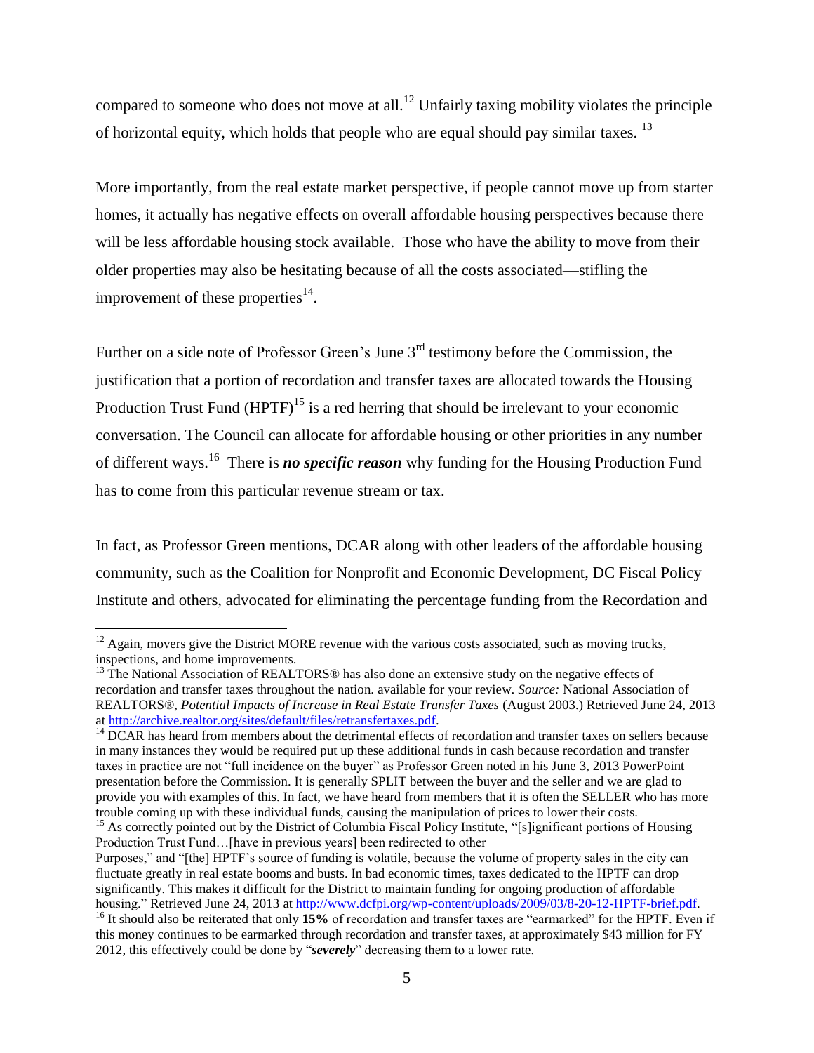compared to someone who does not move at all.[12] Unfairly taxing mobility violates the principle of horizontal equity, which holds that people who are equal should pay similar taxes. [13]

More importantly, from the real estate market perspective, if people cannot move up from starter homes, it actually has negative effects on overall affordable housing perspectives because there will be less affordable housing stock available. Those who have the ability to move from their older properties may also be hesitating because of all the costs associated—stifling the improvement of these properties[14].

Further on a side note of Professor Green's June 3rd testimony before the Commission, the justification that a portion of recordation and transfer taxes are allocated towards the Housing Production Trust Fund (HPTF)[15] is a red herring that should be irrelevant to your economic conversation. The Council can allocate for affordable housing or other priorities in any number of different ways.[16] There is ***no specific reason*** why funding for the Housing Production Fund has to come from this particular revenue stream or tax.

In fact, as Professor Green mentions, DCAR along with other leaders of the affordable housing community, such as the Coalition for Nonprofit and Economic Development, DC Fiscal Policy Institute and others, advocated for eliminating the percentage funding from the Recordation and

---

[12] Again, movers give the District MORE revenue with the various costs associated, such as moving trucks, inspections, and home improvements.

[13] The National Association of REALTORS® has also done an extensive study on the negative effects of recordation and transfer taxes throughout the nation. available for your review. *Source:* National Association of REALTORS®, *Potential Impacts of Increase in Real Estate Transfer Taxes* (August 2003.) Retrieved June 24, 2013 at http://archive.realtor.org/sites/default/files/retransfertaxes.pdf.

[14] DCAR has heard from members about the detrimental effects of recordation and transfer taxes on sellers because in many instances they would be required put up these additional funds in cash because recordation and transfer taxes in practice are not "full incidence on the buyer" as Professor Green noted in his June 3, 2013 PowerPoint presentation before the Commission. It is generally SPLIT between the buyer and the seller and we are glad to provide you with examples of this. In fact, we have heard from members that it is often the SELLER who has more trouble coming up with these individual funds, causing the manipulation of prices to lower their costs.

[15] As correctly pointed out by the District of Columbia Fiscal Policy Institute, "[s]ignificant portions of Housing Production Trust Fund…[have in previous years] been redirected to other Purposes," and "[the] HPTF's source of funding is volatile, because the volume of property sales in the city can fluctuate greatly in real estate booms and busts. In bad economic times, taxes dedicated to the HPTF can drop significantly. This makes it difficult for the District to maintain funding for ongoing production of affordable housing." Retrieved June 24, 2013 at http://www.dcfpi.org/wp-content/uploads/2009/03/8-20-12-HPTF-brief.pdf.

[16] It should also be reiterated that only **15%** of recordation and transfer taxes are "earmarked" for the HPTF. Even if this money continues to be earmarked through recordation and transfer taxes, at approximately $43 million for FY 2012, this effectively could be done by "***severely***" decreasing them to a lower rate.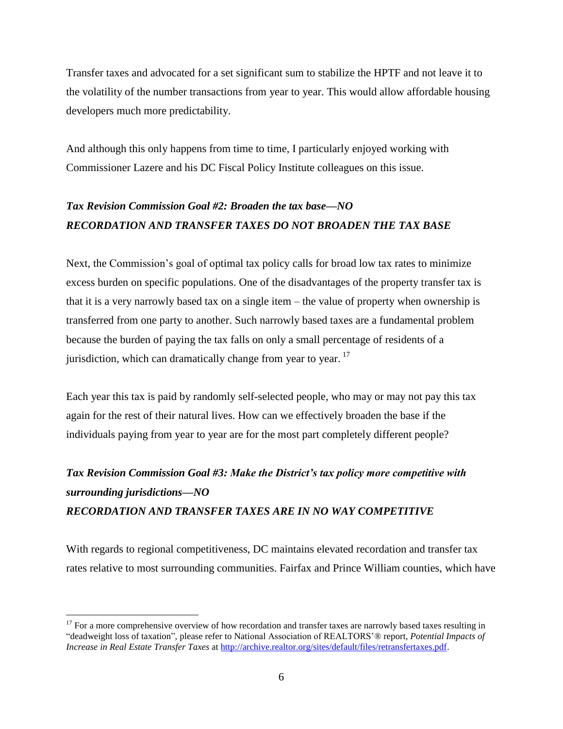Transfer taxes and advocated for a set significant sum to stabilize the HPTF and not leave it to the volatility of the number transactions from year to year. This would allow affordable housing developers much more predictability.

And although this only happens from time to time, I particularly enjoyed working with Commissioner Lazere and his DC Fiscal Policy Institute colleagues on this issue.

***Tax Revision Commission Goal #2: Broaden the tax base—NO***
***RECORDATION AND TRANSFER TAXES DO NOT BROADEN THE TAX BASE***

Next, the Commission's goal of optimal tax policy calls for broad low tax rates to minimize excess burden on specific populations. One of the disadvantages of the property transfer tax is that it is a very narrowly based tax on a single item – the value of property when ownership is transferred from one party to another. Such narrowly based taxes are a fundamental problem because the burden of paying the tax falls on only a small percentage of residents of a jurisdiction, which can dramatically change from year to year. [17]

Each year this tax is paid by randomly self-selected people, who may or may not pay this tax again for the rest of their natural lives. How can we effectively broaden the base if the individuals paying from year to year are for the most part completely different people?

***Tax Revision Commission Goal #3: Make the District's tax policy more competitive with surrounding jurisdictions—NO***
***RECORDATION AND TRANSFER TAXES ARE IN NO WAY COMPETITIVE***

With regards to regional competitiveness, DC maintains elevated recordation and transfer tax rates relative to most surrounding communities. Fairfax and Prince William counties, which have

---

[17] For a more comprehensive overview of how recordation and transfer taxes are narrowly based taxes resulting in "deadweight loss of taxation", please refer to National Association of REALTORS'® report, *Potential Impacts of Increase in Real Estate Transfer Taxes* at http://archive.realtor.org/sites/default/files/retransfertaxes.pdf.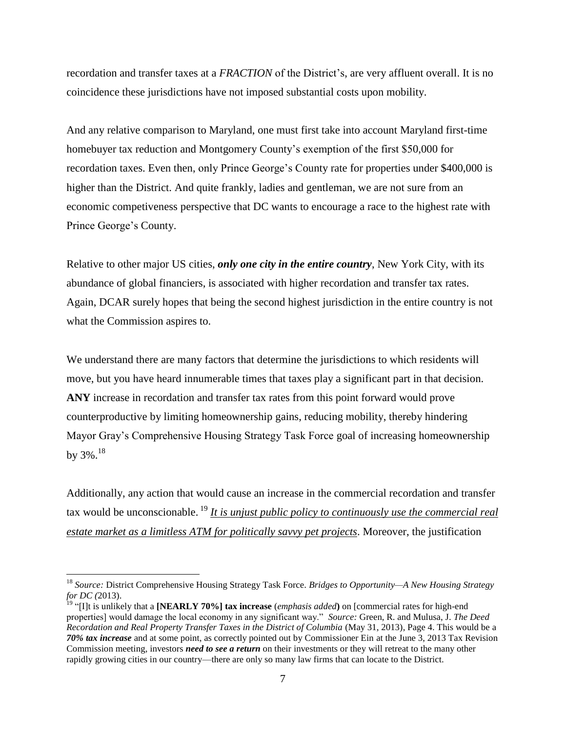recordation and transfer taxes at a *FRACTION* of the District's, are very affluent overall. It is no coincidence these jurisdictions have not imposed substantial costs upon mobility.

And any relative comparison to Maryland, one must first take into account Maryland first-time homebuyer tax reduction and Montgomery County's exemption of the first $50,000 for recordation taxes. Even then, only Prince George's County rate for properties under $400,000 is higher than the District. And quite frankly, ladies and gentleman, we are not sure from an economic competiveness perspective that DC wants to encourage a race to the highest rate with Prince George's County.

Relative to other major US cities, ***only one city in the entire country***, New York City, with its abundance of global financiers, is associated with higher recordation and transfer tax rates. Again, DCAR surely hopes that being the second highest jurisdiction in the entire country is not what the Commission aspires to.

We understand there are many factors that determine the jurisdictions to which residents will move, but you have heard innumerable times that taxes play a significant part in that decision. **ANY** increase in recordation and transfer tax rates from this point forward would prove counterproductive by limiting homeownership gains, reducing mobility, thereby hindering Mayor Gray's Comprehensive Housing Strategy Task Force goal of increasing homeownership by 3%.[18]

Additionally, any action that would cause an increase in the commercial recordation and transfer tax would be unconscionable. [19] <u>*It is unjust public policy to continuously use the commercial real estate market as a limitless ATM for politically savvy pet projects*</u>. Moreover, the justification

---

[18] *Source:* District Comprehensive Housing Strategy Task Force. *Bridges to Opportunity—A New Housing Strategy for DC (*2013).

[19] "[I]t is unlikely that a **[NEARLY 70%] tax increase** (*emphasis added***)** on [commercial rates for high-end properties] would damage the local economy in any significant way." *Source:* Green, R. and Mulusa, J. *The Deed Recordation and Real Property Transfer Taxes in the District of Columbia* (May 31, 2013), Page 4. This would be a ***70% tax increase*** and at some point, as correctly pointed out by Commissioner Ein at the June 3, 2013 Tax Revision Commission meeting, investors ***need to see a return*** on their investments or they will retreat to the many other rapidly growing cities in our country—there are only so many law firms that can locate to the District.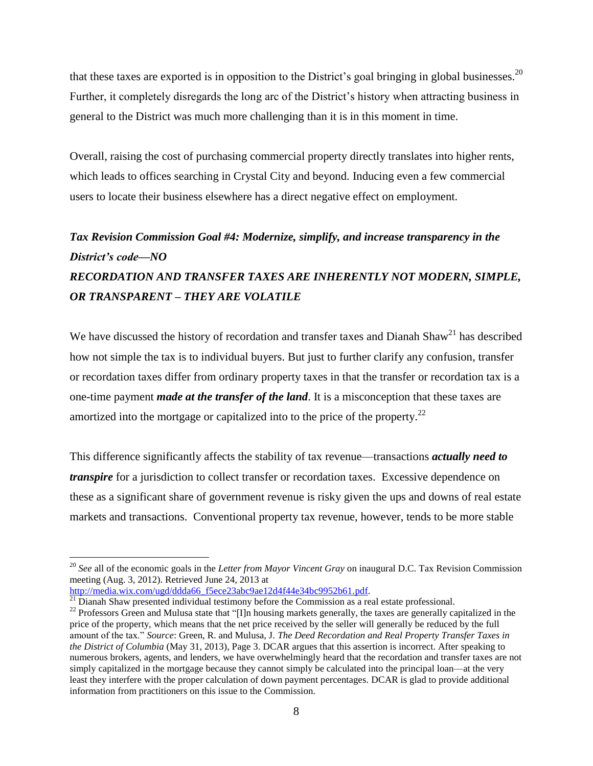that these taxes are exported is in opposition to the District's goal bringing in global businesses.[20] Further, it completely disregards the long arc of the District's history when attracting business in general to the District was much more challenging than it is in this moment in time.

Overall, raising the cost of purchasing commercial property directly translates into higher rents, which leads to offices searching in Crystal City and beyond. Inducing even a few commercial users to locate their business elsewhere has a direct negative effect on employment.

***Tax Revision Commission Goal #4: Modernize, simplify, and increase transparency in the District's code—NO***
***RECORDATION AND TRANSFER TAXES ARE INHERENTLY NOT MODERN, SIMPLE, OR TRANSPARENT – THEY ARE VOLATILE***

We have discussed the history of recordation and transfer taxes and Dianah Shaw[21] has described how not simple the tax is to individual buyers. But just to further clarify any confusion, transfer or recordation taxes differ from ordinary property taxes in that the transfer or recordation tax is a one-time payment ***made at the transfer of the land***. It is a misconception that these taxes are amortized into the mortgage or capitalized into to the price of the property.[22]

This difference significantly affects the stability of tax revenue—transactions ***actually need to transpire*** for a jurisdiction to collect transfer or recordation taxes. Excessive dependence on these as a significant share of government revenue is risky given the ups and downs of real estate markets and transactions. Conventional property tax revenue, however, tends to be more stable

---

[20] *See* all of the economic goals in the *Letter from Mayor Vincent Gray* on inaugural D.C. Tax Revision Commission meeting (Aug. 3, 2012). Retrieved June 24, 2013 at http://media.wix.com/ugd/ddda66_f5ece23abc9ae12d4f44e34bc9952b61.pdf.

[21] Dianah Shaw presented individual testimony before the Commission as a real estate professional.

[22] Professors Green and Mulusa state that "[I]n housing markets generally, the taxes are generally capitalized in the price of the property, which means that the net price received by the seller will generally be reduced by the full amount of the tax." *Source*: Green, R. and Mulusa, J. *The Deed Recordation and Real Property Transfer Taxes in the District of Columbia* (May 31, 2013), Page 3. DCAR argues that this assertion is incorrect. After speaking to numerous brokers, agents, and lenders, we have overwhelmingly heard that the recordation and transfer taxes are not simply capitalized in the mortgage because they cannot simply be calculated into the principal loan—at the very least they interfere with the proper calculation of down payment percentages. DCAR is glad to provide additional information from practitioners on this issue to the Commission.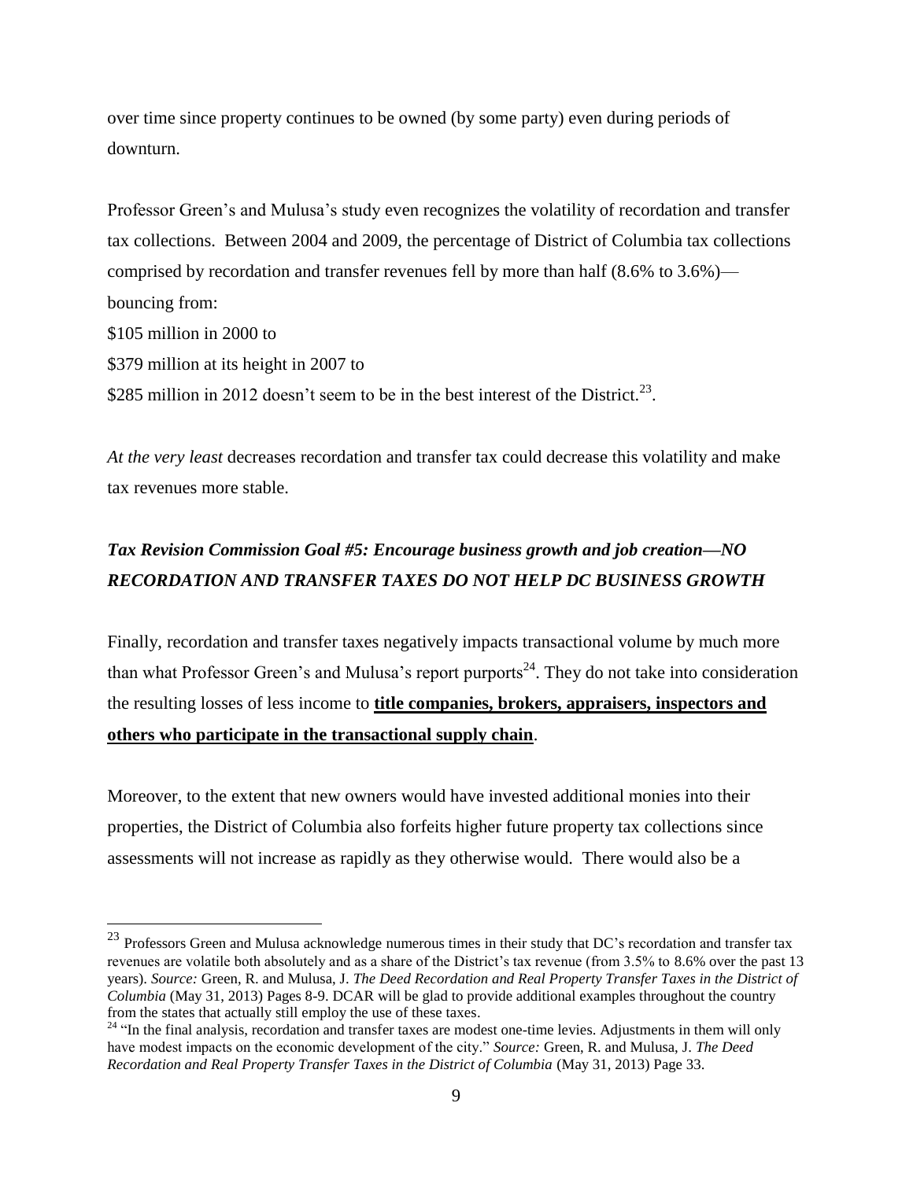over time since property continues to be owned (by some party) even during periods of downturn.

Professor Green's and Mulusa's study even recognizes the volatility of recordation and transfer tax collections. Between 2004 and 2009, the percentage of District of Columbia tax collections comprised by recordation and transfer revenues fell by more than half (8.6% to 3.6%)—bouncing from:

$105 million in 2000 to

$379 million at its height in 2007 to

$285 million in 2012 doesn't seem to be in the best interest of the District.[23].

*At the very least* decreases recordation and transfer tax could decrease this volatility and make tax revenues more stable.

### *Tax Revision Commission Goal #5: Encourage business growth and job creation—NO RECORDATION AND TRANSFER TAXES DO NOT HELP DC BUSINESS GROWTH*

Finally, recordation and transfer taxes negatively impacts transactional volume by much more than what Professor Green's and Mulusa's report purports[24]. They do not take into consideration the resulting losses of less income to **title companies, brokers, appraisers, inspectors and others who participate in the transactional supply chain**.

Moreover, to the extent that new owners would have invested additional monies into their properties, the District of Columbia also forfeits higher future property tax collections since assessments will not increase as rapidly as they otherwise would. There would also be a

---

[23] Professors Green and Mulusa acknowledge numerous times in their study that DC's recordation and transfer tax revenues are volatile both absolutely and as a share of the District's tax revenue (from 3.5% to 8.6% over the past 13 years). *Source:* Green, R. and Mulusa, J. *The Deed Recordation and Real Property Transfer Taxes in the District of Columbia* (May 31, 2013) Pages 8-9. DCAR will be glad to provide additional examples throughout the country from the states that actually still employ the use of these taxes.

[24] "In the final analysis, recordation and transfer taxes are modest one-time levies. Adjustments in them will only have modest impacts on the economic development of the city." *Source:* Green, R. and Mulusa, J. *The Deed Recordation and Real Property Transfer Taxes in the District of Columbia* (May 31, 2013) Page 33.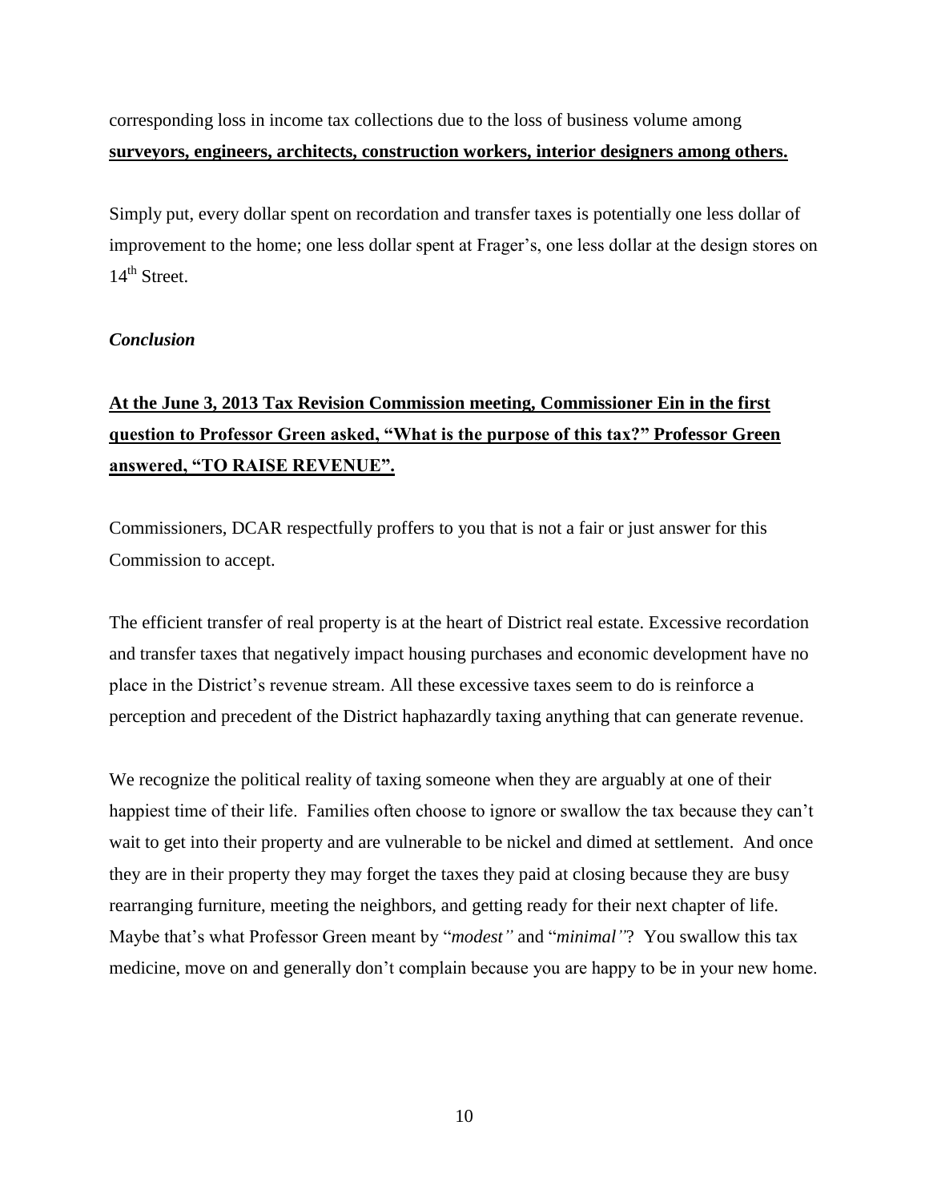corresponding loss in income tax collections due to the loss of business volume among **surveyors, engineers, architects, construction workers, interior designers among others.**

Simply put, every dollar spent on recordation and transfer taxes is potentially one less dollar of improvement to the home; one less dollar spent at Frager's, one less dollar at the design stores on 14th Street.

***Conclusion***

**At the June 3, 2013 Tax Revision Commission meeting, Commissioner Ein in the first question to Professor Green asked, "What is the purpose of this tax?" Professor Green answered, "TO RAISE REVENUE".**

Commissioners, DCAR respectfully proffers to you that is not a fair or just answer for this Commission to accept.

The efficient transfer of real property is at the heart of District real estate. Excessive recordation and transfer taxes that negatively impact housing purchases and economic development have no place in the District's revenue stream. All these excessive taxes seem to do is reinforce a perception and precedent of the District haphazardly taxing anything that can generate revenue.

We recognize the political reality of taxing someone when they are arguably at one of their happiest time of their life. Families often choose to ignore or swallow the tax because they can't wait to get into their property and are vulnerable to be nickel and dimed at settlement. And once they are in their property they may forget the taxes they paid at closing because they are busy rearranging furniture, meeting the neighbors, and getting ready for their next chapter of life. Maybe that's what Professor Green meant by "*modest"* and "*minimal"*? You swallow this tax medicine, move on and generally don't complain because you are happy to be in your new home.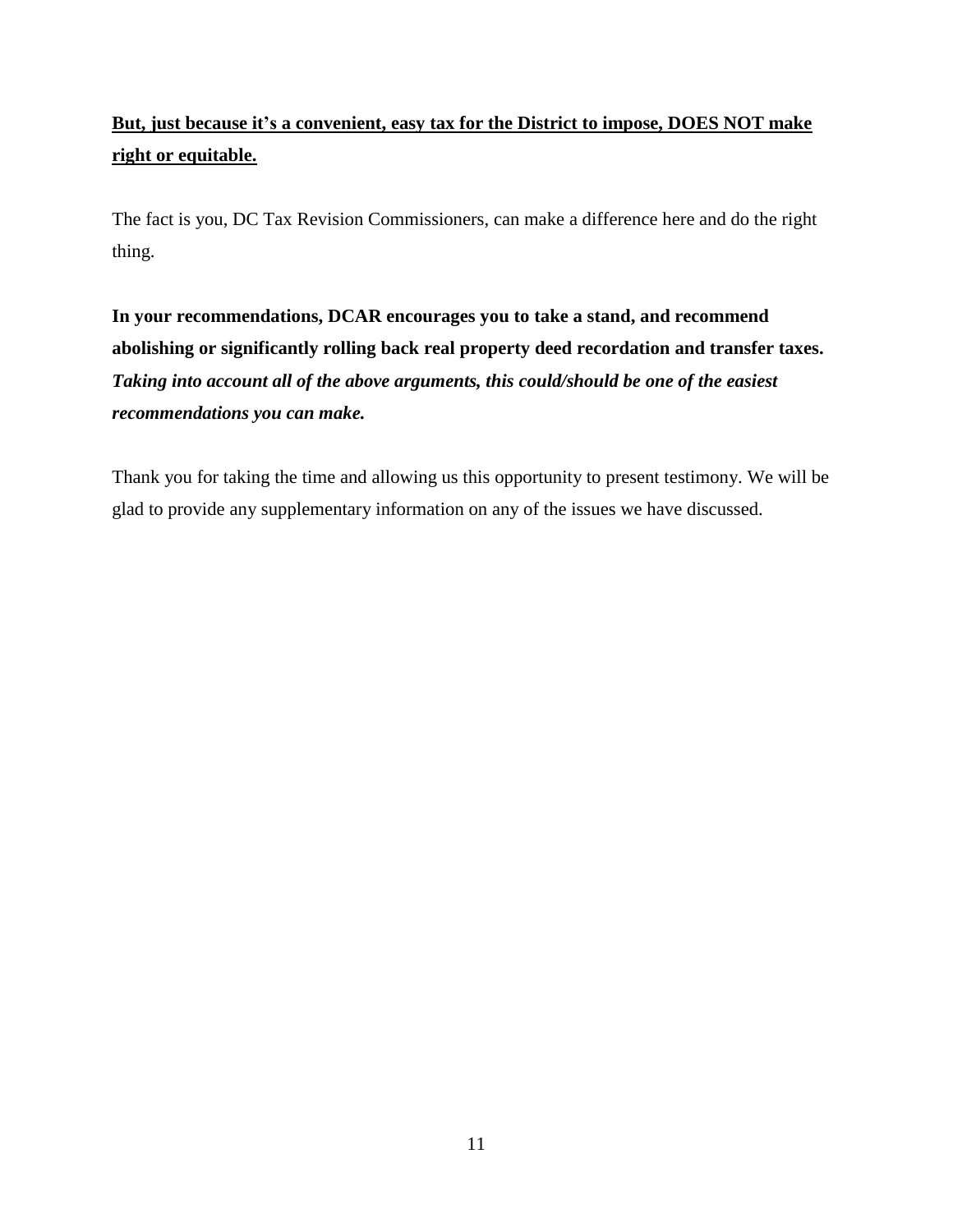<u>**But, just because it's a convenient, easy tax for the District to impose, DOES NOT make right or equitable.**</u>

The fact is you, DC Tax Revision Commissioners, can make a difference here and do the right thing.

**In your recommendations, DCAR encourages you to take a stand, and recommend abolishing or significantly rolling back real property deed recordation and transfer taxes.** ***Taking into account all of the above arguments, this could/should be one of the easiest recommendations you can make.***

Thank you for taking the time and allowing us this opportunity to present testimony. We will be glad to provide any supplementary information on any of the issues we have discussed.